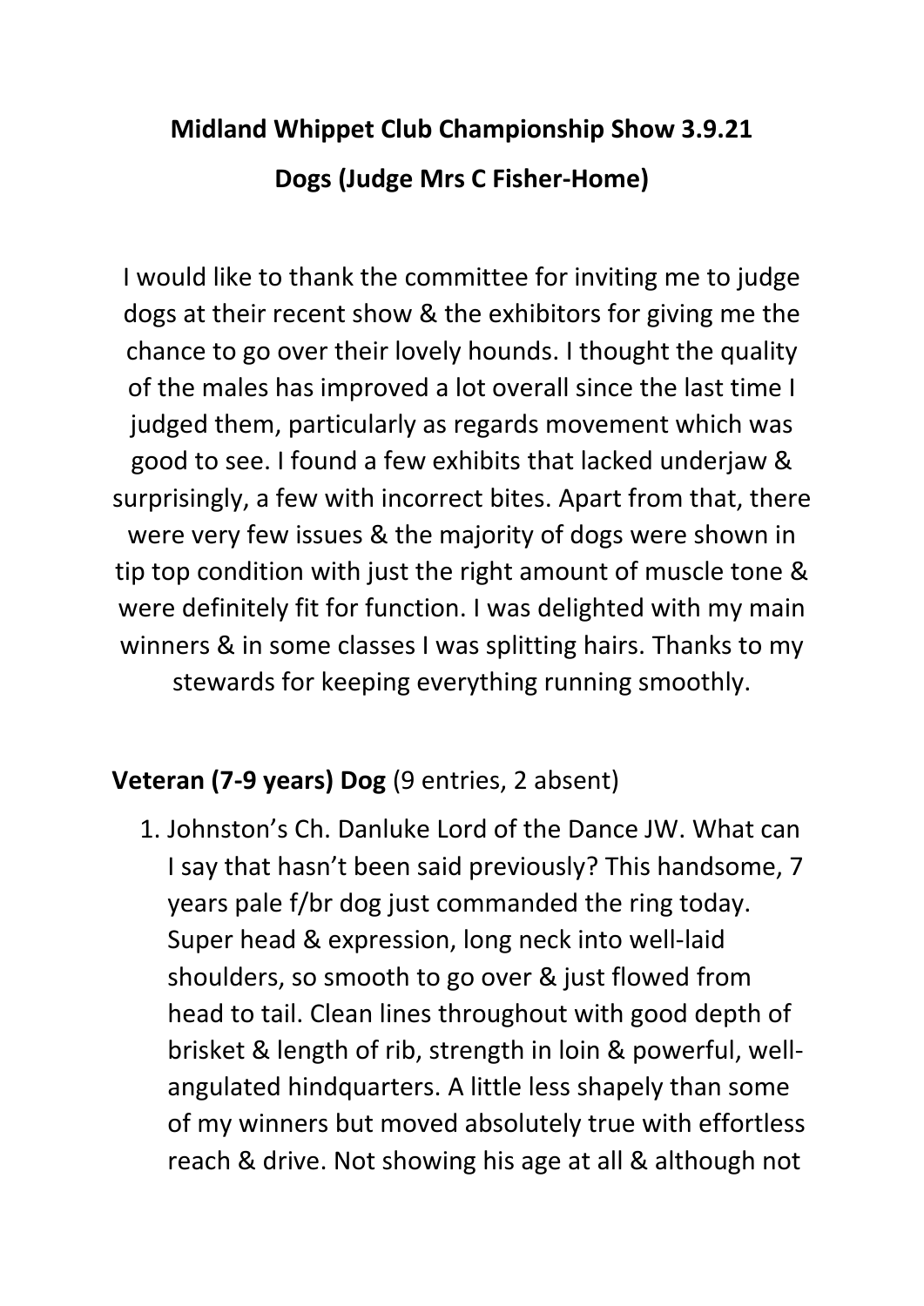# Midland Whippet Club Championship Show 3.9.21

## Dogs (Judge Mrs C Fisher-Home)

I would like to thank the committee for inviting me to judge dogs at their recent show & the exhibitors for giving me the chance to go over their lovely hounds. I thought the quality of the males has improved a lot overall since the last time I judged them, particularly as regards movement which was good to see. I found a few exhibits that lacked underjaw & surprisingly, a few with incorrect bites. Apart from that, there were very few issues & the majority of dogs were shown in tip top condition with just the right amount of muscle tone & were definitely fit for function. I was delighted with my main winners & in some classes I was splitting hairs. Thanks to my stewards for keeping everything running smoothly.

**Veteran (7-9 years) Dog** (9 entries, 2 absent)

1. Johnston's Ch. Danluke Lord of the Dance JW. What can I say that hasn't been said previously? This handsome, 7 years pale f/br dog just commanded the ring today. Super head & expression, long neck into well-laid shoulders, so smooth to go over & just flowed from head to tail. Clean lines throughout with good depth of brisket & length of rib, strength in loin & powerful, well-angulated hindquarters. A little less shapely than some of my winners but moved absolutely true with effortless reach & drive. Not showing his age at all & although not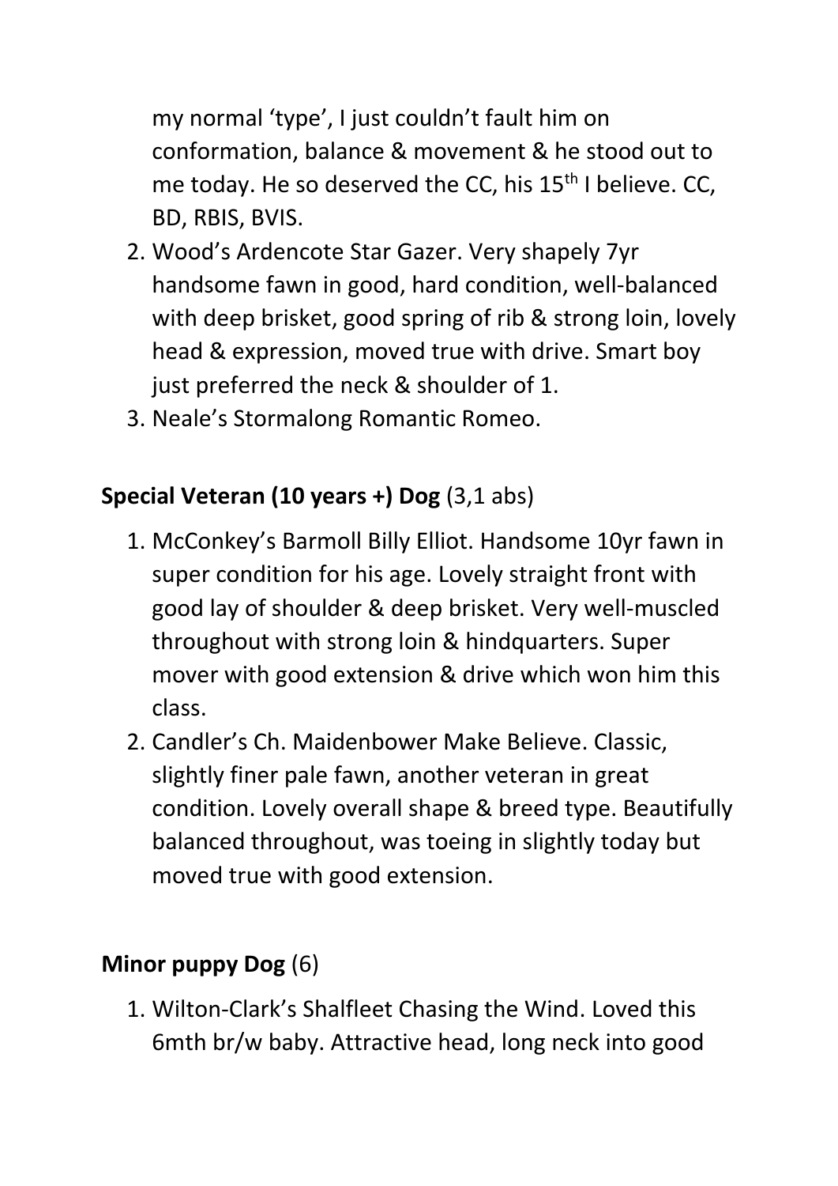my normal 'type', I just couldn't fault him on conformation, balance & movement & he stood out to me today. He so deserved the CC, his 15th I believe. CC, BD, RBIS, BVIS.

2. Wood's Ardencote Star Gazer. Very shapely 7yr handsome fawn in good, hard condition, well-balanced with deep brisket, good spring of rib & strong loin, lovely head & expression, moved true with drive. Smart boy just preferred the neck & shoulder of 1.
3. Neale's Stormalong Romantic Romeo.

**Special Veteran (10 years +) Dog** (3,1 abs)

1. McConkey's Barmoll Billy Elliot. Handsome 10yr fawn in super condition for his age. Lovely straight front with good lay of shoulder & deep brisket. Very well-muscled throughout with strong loin & hindquarters. Super mover with good extension & drive which won him this class.
2. Candler's Ch. Maidenbower Make Believe. Classic, slightly finer pale fawn, another veteran in great condition. Lovely overall shape & breed type. Beautifully balanced throughout, was toeing in slightly today but moved true with good extension.

**Minor puppy Dog** (6)

1. Wilton-Clark's Shalfleet Chasing the Wind. Loved this 6mth br/w baby. Attractive head, long neck into good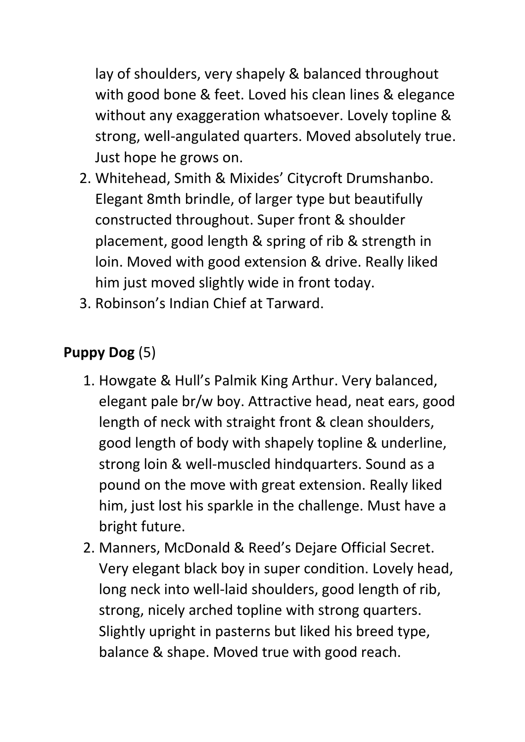lay of shoulders, very shapely & balanced throughout with good bone & feet. Loved his clean lines & elegance without any exaggeration whatsoever. Lovely topline & strong, well-angulated quarters. Moved absolutely true. Just hope he grows on.

2. Whitehead, Smith & Mixides' Citycroft Drumshanbo. Elegant 8mth brindle, of larger type but beautifully constructed throughout. Super front & shoulder placement, good length & spring of rib & strength in loin. Moved with good extension & drive. Really liked him just moved slightly wide in front today.
3. Robinson's Indian Chief at Tarward.

**Puppy Dog** (5)

1. Howgate & Hull's Palmik King Arthur. Very balanced, elegant pale br/w boy. Attractive head, neat ears, good length of neck with straight front & clean shoulders, good length of body with shapely topline & underline, strong loin & well-muscled hindquarters. Sound as a pound on the move with great extension. Really liked him, just lost his sparkle in the challenge. Must have a bright future.
2. Manners, McDonald & Reed's Dejare Official Secret. Very elegant black boy in super condition. Lovely head, long neck into well-laid shoulders, good length of rib, strong, nicely arched topline with strong quarters. Slightly upright in pasterns but liked his breed type, balance & shape. Moved true with good reach.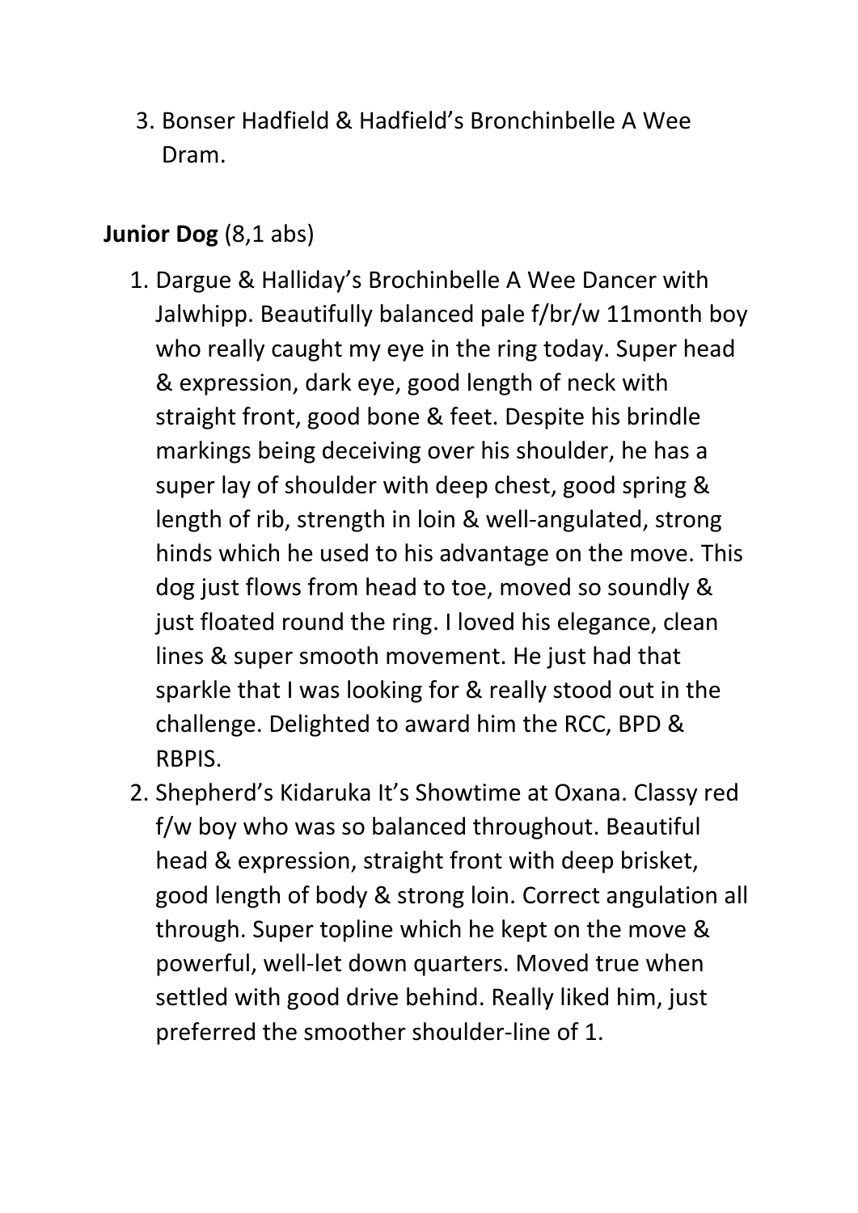3. Bonser Hadfield & Hadfield's Bronchinbelle A Wee Dram.

**Junior Dog** (8,1 abs)

1. Dargue & Halliday's Brochinbelle A Wee Dancer with Jalwhipp. Beautifully balanced pale f/br/w 11month boy who really caught my eye in the ring today. Super head & expression, dark eye, good length of neck with straight front, good bone & feet. Despite his brindle markings being deceiving over his shoulder, he has a super lay of shoulder with deep chest, good spring & length of rib, strength in loin & well-angulated, strong hinds which he used to his advantage on the move. This dog just flows from head to toe, moved so soundly & just floated round the ring. I loved his elegance, clean lines & super smooth movement. He just had that sparkle that I was looking for & really stood out in the challenge. Delighted to award him the RCC, BPD & RBPIS.
2. Shepherd's Kidaruka It's Showtime at Oxana. Classy red f/w boy who was so balanced throughout. Beautiful head & expression, straight front with deep brisket, good length of body & strong loin. Correct angulation all through. Super topline which he kept on the move & powerful, well-let down quarters. Moved true when settled with good drive behind. Really liked him, just preferred the smoother shoulder-line of 1.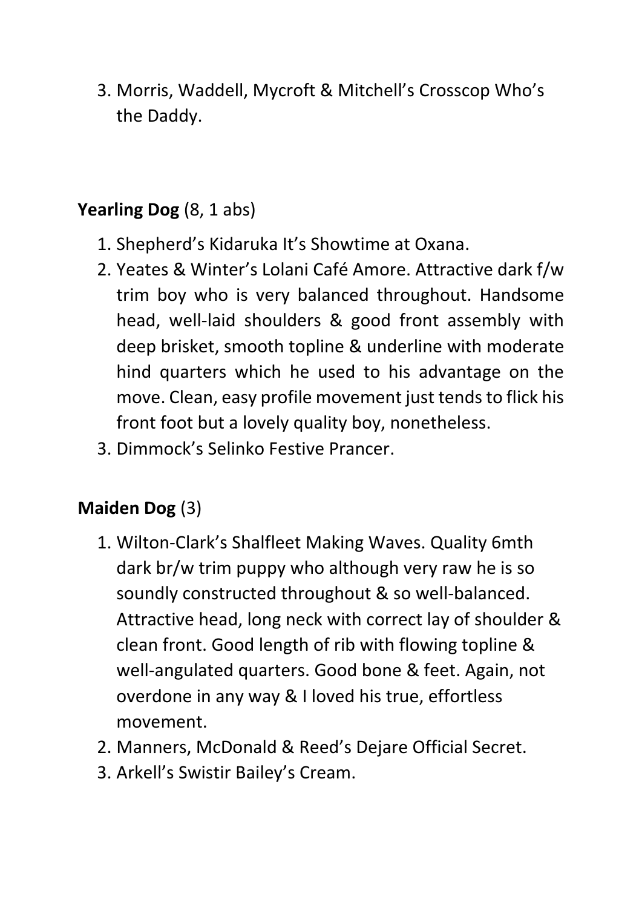3. Morris, Waddell, Mycroft & Mitchell's Crosscop Who's the Daddy.

**Yearling Dog** (8, 1 abs)

1. Shepherd's Kidaruka It's Showtime at Oxana.
2. Yeates & Winter's Lolani Café Amore. Attractive dark f/w trim boy who is very balanced throughout. Handsome head, well-laid shoulders & good front assembly with deep brisket, smooth topline & underline with moderate hind quarters which he used to his advantage on the move. Clean, easy profile movement just tends to flick his front foot but a lovely quality boy, nonetheless.
3. Dimmock's Selinko Festive Prancer.

**Maiden Dog** (3)

1. Wilton-Clark's Shalfleet Making Waves. Quality 6mth dark br/w trim puppy who although very raw he is so soundly constructed throughout & so well-balanced. Attractive head, long neck with correct lay of shoulder & clean front. Good length of rib with flowing topline & well-angulated quarters. Good bone & feet. Again, not overdone in any way & I loved his true, effortless movement.
2. Manners, McDonald & Reed's Dejare Official Secret.
3. Arkell's Swistir Bailey's Cream.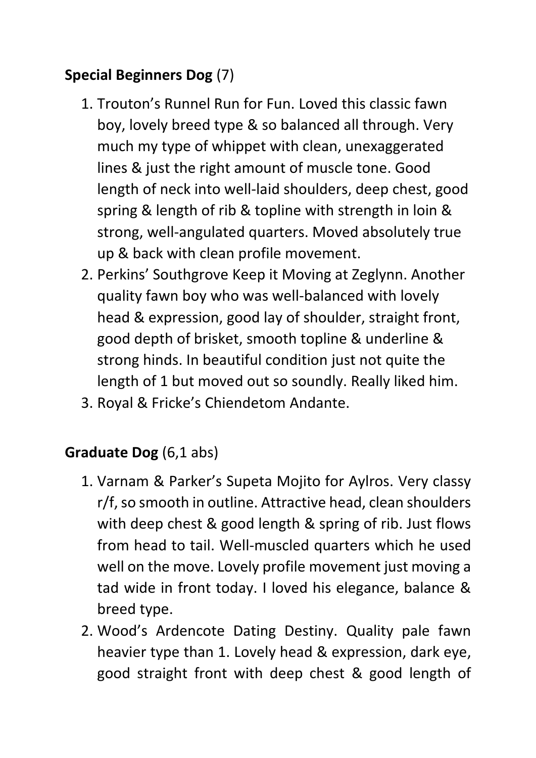**Special Beginners Dog** (7)

1. Trouton's Runnel Run for Fun. Loved this classic fawn boy, lovely breed type & so balanced all through. Very much my type of whippet with clean, unexaggerated lines & just the right amount of muscle tone. Good length of neck into well-laid shoulders, deep chest, good spring & length of rib & topline with strength in loin & strong, well-angulated quarters. Moved absolutely true up & back with clean profile movement.
2. Perkins' Southgrove Keep it Moving at Zeglynn. Another quality fawn boy who was well-balanced with lovely head & expression, good lay of shoulder, straight front, good depth of brisket, smooth topline & underline & strong hinds. In beautiful condition just not quite the length of 1 but moved out so soundly. Really liked him.
3. Royal & Fricke's Chiendetom Andante.

**Graduate Dog** (6,1 abs)

1. Varnam & Parker's Supeta Mojito for Aylros. Very classy r/f, so smooth in outline. Attractive head, clean shoulders with deep chest & good length & spring of rib. Just flows from head to tail. Well-muscled quarters which he used well on the move. Lovely profile movement just moving a tad wide in front today. I loved his elegance, balance & breed type.
2. Wood's Ardencote Dating Destiny. Quality pale fawn heavier type than 1. Lovely head & expression, dark eye, good straight front with deep chest & good length of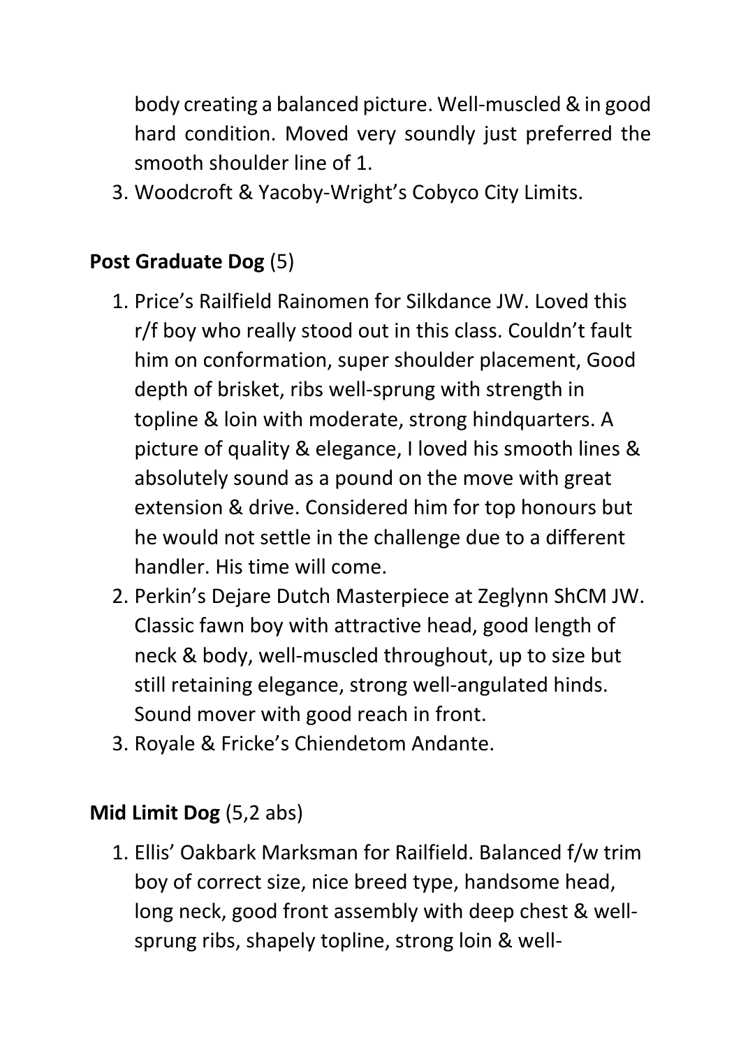body creating a balanced picture. Well-muscled & in good hard condition. Moved very soundly just preferred the smooth shoulder line of 1.

3. Woodcroft & Yacoby-Wright's Cobyco City Limits.

**Post Graduate Dog** (5)

1. Price's Railfield Rainomen for Silkdance JW. Loved this r/f boy who really stood out in this class. Couldn't fault him on conformation, super shoulder placement, Good depth of brisket, ribs well-sprung with strength in topline & loin with moderate, strong hindquarters. A picture of quality & elegance, I loved his smooth lines & absolutely sound as a pound on the move with great extension & drive. Considered him for top honours but he would not settle in the challenge due to a different handler. His time will come.
2. Perkin's Dejare Dutch Masterpiece at Zeglynn ShCM JW. Classic fawn boy with attractive head, good length of neck & body, well-muscled throughout, up to size but still retaining elegance, strong well-angulated hinds. Sound mover with good reach in front.
3. Royale & Fricke's Chiendetom Andante.

**Mid Limit Dog** (5,2 abs)

1. Ellis' Oakbark Marksman for Railfield. Balanced f/w trim boy of correct size, nice breed type, handsome head, long neck, good front assembly with deep chest & well-sprung ribs, shapely topline, strong loin & well-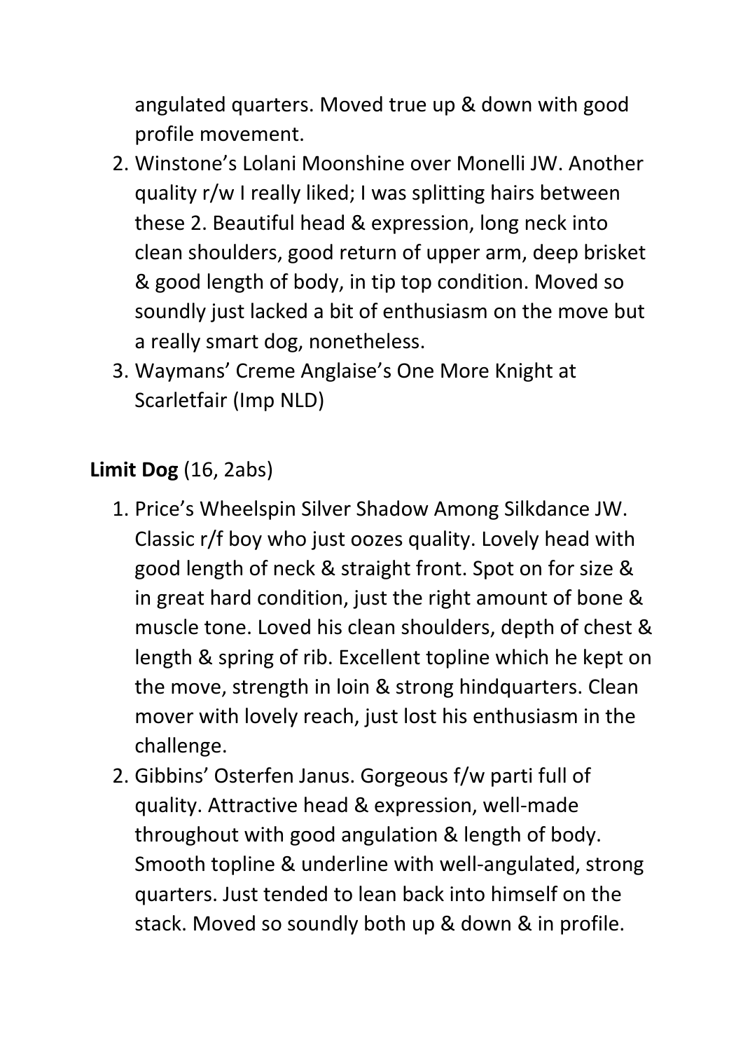angulated quarters. Moved true up & down with good profile movement.

2. Winstone's Lolani Moonshine over Monelli JW. Another quality r/w I really liked; I was splitting hairs between these 2. Beautiful head & expression, long neck into clean shoulders, good return of upper arm, deep brisket & good length of body, in tip top condition. Moved so soundly just lacked a bit of enthusiasm on the move but a really smart dog, nonetheless.
3. Waymans' Creme Anglaise's One More Knight at Scarletfair (Imp NLD)

**Limit Dog** (16, 2abs)

1. Price's Wheelspin Silver Shadow Among Silkdance JW. Classic r/f boy who just oozes quality. Lovely head with good length of neck & straight front. Spot on for size & in great hard condition, just the right amount of bone & muscle tone. Loved his clean shoulders, depth of chest & length & spring of rib. Excellent topline which he kept on the move, strength in loin & strong hindquarters. Clean mover with lovely reach, just lost his enthusiasm in the challenge.
2. Gibbins' Osterfen Janus. Gorgeous f/w parti full of quality. Attractive head & expression, well-made throughout with good angulation & length of body. Smooth topline & underline with well-angulated, strong quarters. Just tended to lean back into himself on the stack. Moved so soundly both up & down & in profile.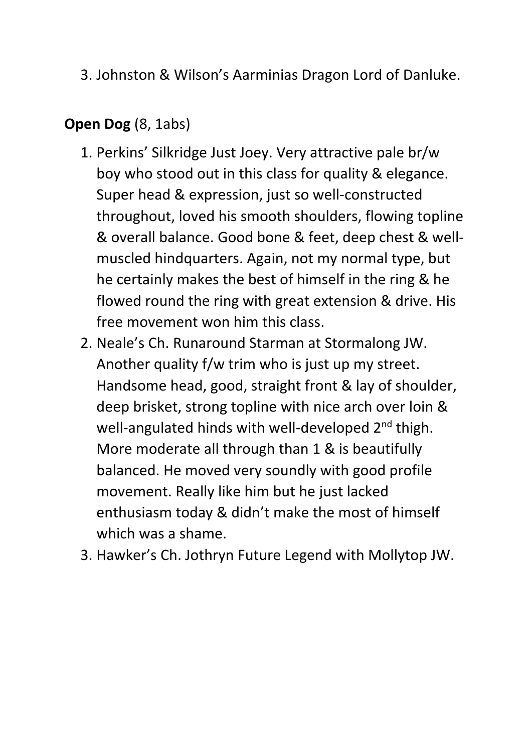3. Johnston & Wilson's Aarminias Dragon Lord of Danluke.

**Open Dog** (8, 1abs)

1. Perkins' Silkridge Just Joey. Very attractive pale br/w boy who stood out in this class for quality & elegance. Super head & expression, just so well-constructed throughout, loved his smooth shoulders, flowing topline & overall balance. Good bone & feet, deep chest & well-muscled hindquarters. Again, not my normal type, but he certainly makes the best of himself in the ring & he flowed round the ring with great extension & drive. His free movement won him this class.
2. Neale's Ch. Runaround Starman at Stormalong JW. Another quality f/w trim who is just up my street. Handsome head, good, straight front & lay of shoulder, deep brisket, strong topline with nice arch over loin & well-angulated hinds with well-developed 2nd thigh. More moderate all through than 1 & is beautifully balanced. He moved very soundly with good profile movement. Really like him but he just lacked enthusiasm today & didn't make the most of himself which was a shame.
3. Hawker's Ch. Jothryn Future Legend with Mollytop JW.